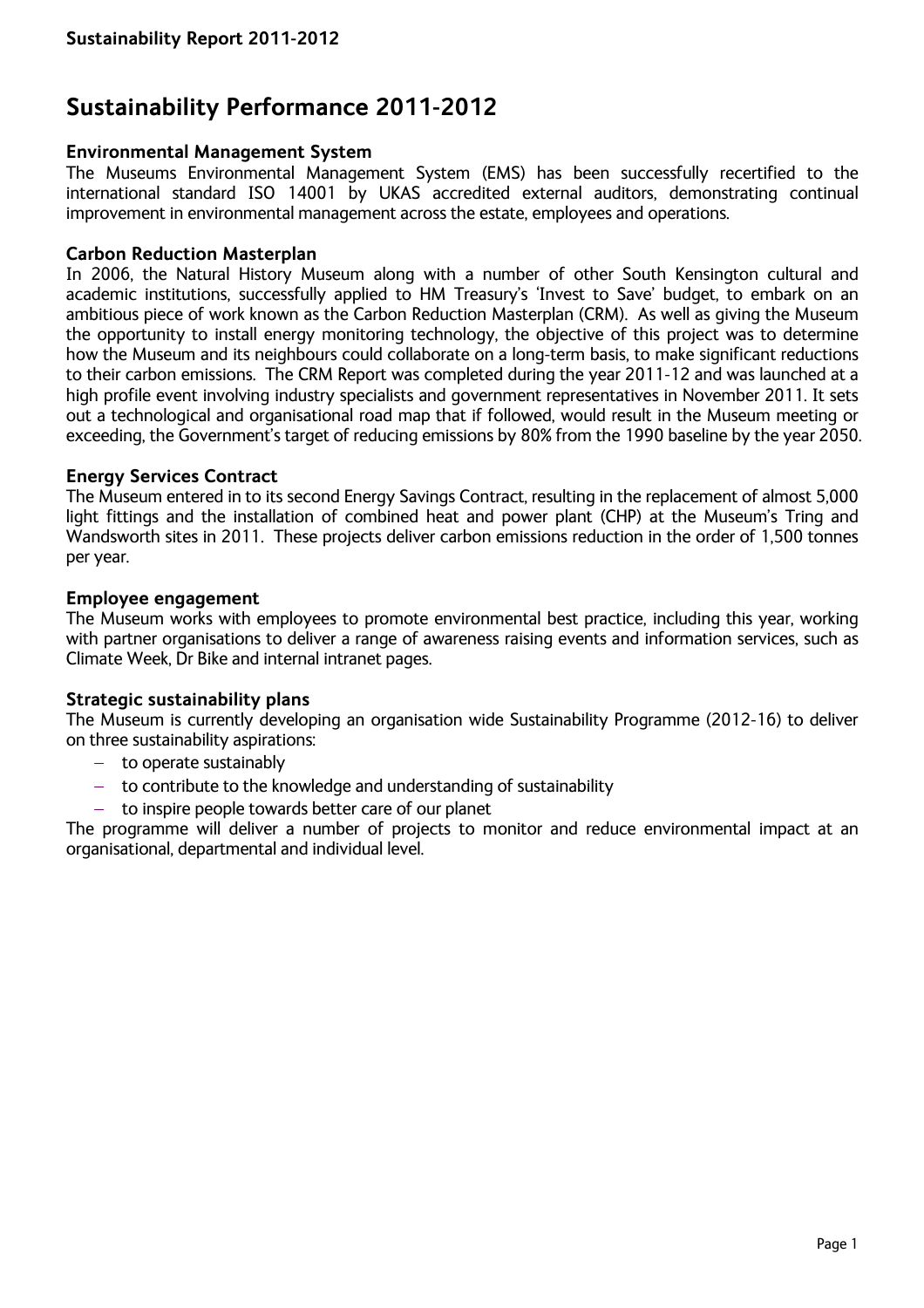# Sustainability Performance 2011-2012

### Environmental Management System

The Museums Environmental Management System (EMS) has been successfully recertified to the international standard ISO 14001 by UKAS accredited external auditors, demonstrating continual improvement in environmental management across the estate, employees and operations.

### Carbon Reduction Masterplan

In 2006, the Natural History Museum along with a number of other South Kensington cultural and academic institutions, successfully applied to HM Treasury's 'Invest to Save' budget, to embark on an ambitious piece of work known as the Carbon Reduction Masterplan (CRM). As well as giving the Museum the opportunity to install energy monitoring technology, the objective of this project was to determine how the Museum and its neighbours could collaborate on a long-term basis, to make significant reductions to their carbon emissions. The CRM Report was completed during the year 2011-12 and was launched at a high profile event involving industry specialists and government representatives in November 2011. It sets out a technological and organisational road map that if followed, would result in the Museum meeting or exceeding, the Government's target of reducing emissions by 80% from the 1990 baseline by the year 2050.

### Energy Services Contract

The Museum entered in to its second Energy Savings Contract, resulting in the replacement of almost 5,000 light fittings and the installation of combined heat and power plant (CHP) at the Museum's Tring and Wandsworth sites in 2011. These projects deliver carbon emissions reduction in the order of 1,500 tonnes per year.

### Employee engagement

The Museum works with employees to promote environmental best practice, including this year, working with partner organisations to deliver a range of awareness raising events and information services, such as Climate Week, Dr Bike and internal intranet pages.

### Strategic sustainability plans

The Museum is currently developing an organisation wide Sustainability Programme (2012-16) to deliver on three sustainability aspirations:

- to operate sustainably
- to contribute to the knowledge and understanding of sustainability
- to inspire people towards better care of our planet

The programme will deliver a number of projects to monitor and reduce environmental impact at an organisational, departmental and individual level.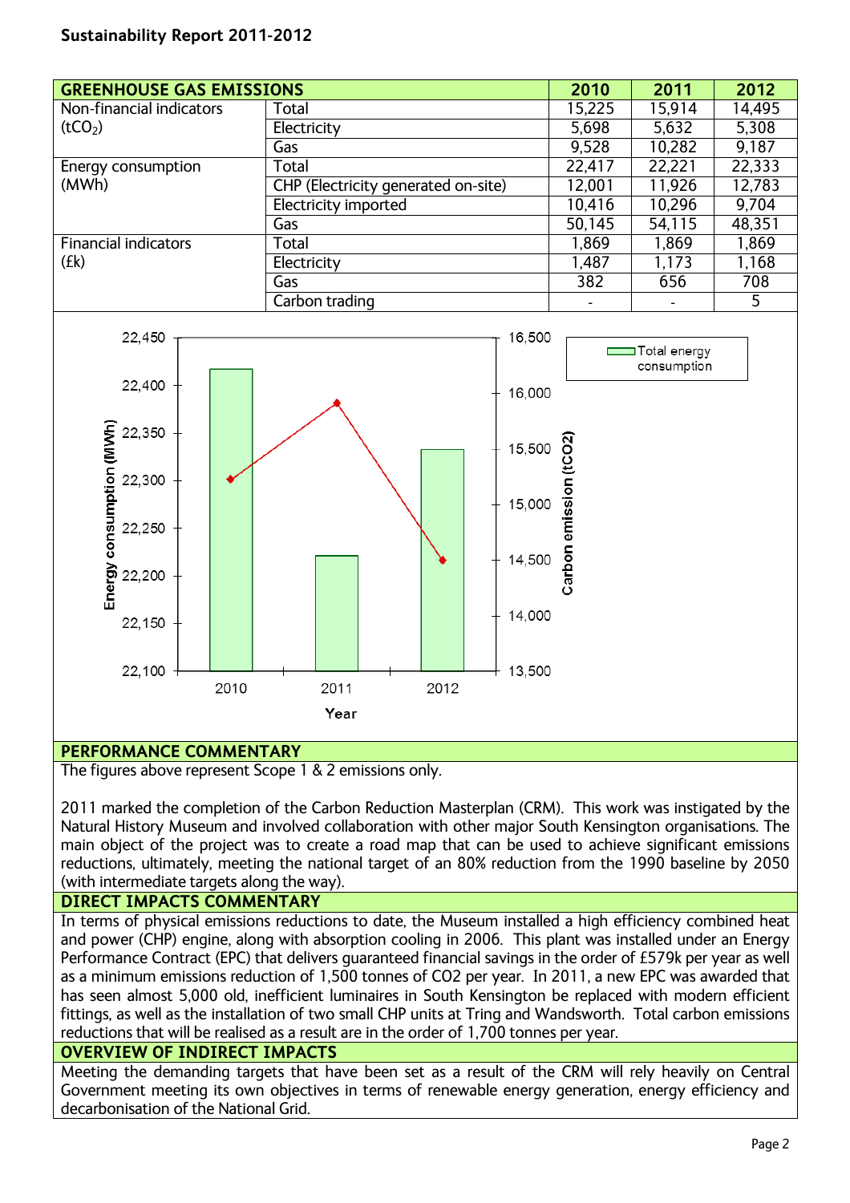## Sustainability Report 2011-2012

| GREENHOUSE GAS EMISSIONS | | 2010 | 2011 | 2012 |
|---|---|---|---|---|
| Non-financial indicators ($tCO_2$) | Total | 15,225 | 15,914 | 14,495 |
| | Electricity | 5,698 | 5,632 | 5,308 |
| | Gas | 9,528 | 10,282 | 9,187 |
| Energy consumption (MWh) | Total | 22,417 | 22,221 | 22,333 |
| | CHP (Electricity generated on-site) | 12,001 | 11,926 | 12,783 |
| | Electricity imported | 10,416 | 10,296 | 9,704 |
| | Gas | 50,145 | 54,115 | 48,351 |
| Financial indicators (£k) | Total | 1,869 | 1,869 | 1,869 |
| | Electricity | 1,487 | 1,173 | 1,168 |
| | Gas | 382 | 656 | 708 |
| | Carbon trading | - | - | 5 |

### PERFORMANCE COMMENTARY

The figures above represent Scope 1 & 2 emissions only.

2011 marked the completion of the Carbon Reduction Masterplan (CRM). This work was instigated by the Natural History Museum and involved collaboration with other major South Kensington organisations. The main object of the project was to create a road map that can be used to achieve significant emissions reductions, ultimately, meeting the national target of an 80% reduction from the 1990 baseline by 2050 (with intermediate targets along the way).

### DIRECT IMPACTS COMMENTARY

In terms of physical emissions reductions to date, the Museum installed a high efficiency combined heat and power (CHP) engine, along with absorption cooling in 2006. This plant was installed under an Energy Performance Contract (EPC) that delivers guaranteed financial savings in the order of £579k per year as well as a minimum emissions reduction of 1,500 tonnes of CO2 per year. In 2011, a new EPC was awarded that has seen almost 5,000 old, inefficient luminaires in South Kensington be replaced with modern efficient fittings, as well as the installation of two small CHP units at Tring and Wandsworth. Total carbon emissions reductions that will be realised as a result are in the order of 1,700 tonnes per year.

### OVERVIEW OF INDIRECT IMPACTS

Meeting the demanding targets that have been set as a result of the CRM will rely heavily on Central Government meeting its own objectives in terms of renewable energy generation, energy efficiency and decarbonisation of the National Grid.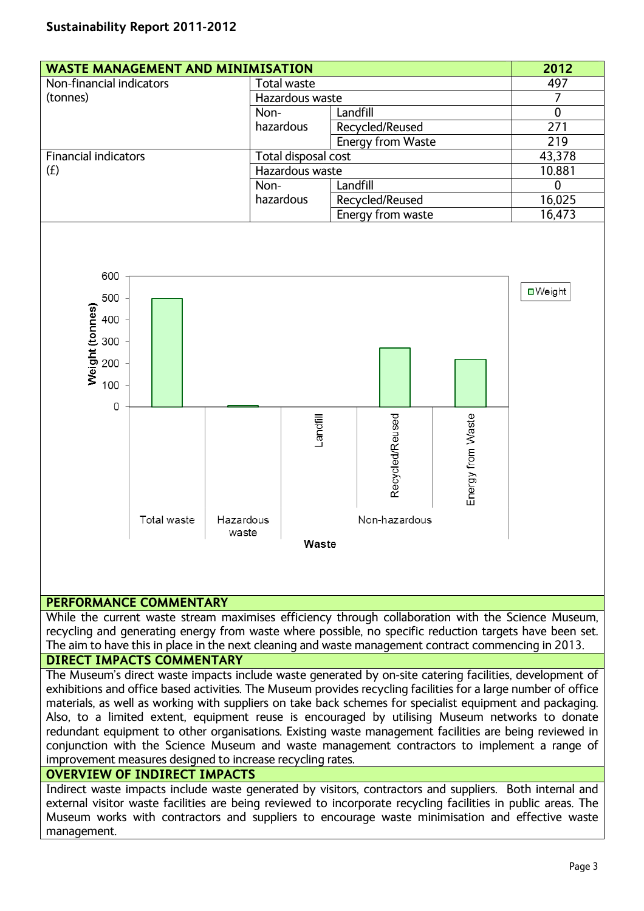**Sustainability Report 2011-2012**

| WASTE MANAGEMENT AND MINIMISATION | | | 2012 |
|---|---|---|---|
| Non-financial indicators (tonnes) | Total waste | | 497 |
| | Hazardous waste | | 7 |
| | Non-hazardous | Landfill | 0 |
| | | Recycled/Reused | 271 |
| | | Energy from Waste | 219 |
| Financial indicators (£) | Total disposal cost | | 43,378 |
| | Hazardous waste | | 10.881 |
| | Non-hazardous | Landfill | 0 |
| | | Recycled/Reused | 16,025 |
| | | Energy from waste | 16,473 |

## PERFORMANCE COMMENTARY

While the current waste stream maximises efficiency through collaboration with the Science Museum, recycling and generating energy from waste where possible, no specific reduction targets have been set. The aim to have this in place in the next cleaning and waste management contract commencing in 2013.

## DIRECT IMPACTS COMMENTARY

The Museum's direct waste impacts include waste generated by on-site catering facilities, development of exhibitions and office based activities. The Museum provides recycling facilities for a large number of office materials, as well as working with suppliers on take back schemes for specialist equipment and packaging. Also, to a limited extent, equipment reuse is encouraged by utilising Museum networks to donate redundant equipment to other organisations. Existing waste management facilities are being reviewed in conjunction with the Science Museum and waste management contractors to implement a range of improvement measures designed to increase recycling rates.

## OVERVIEW OF INDIRECT IMPACTS

Indirect waste impacts include waste generated by visitors, contractors and suppliers. Both internal and external visitor waste facilities are being reviewed to incorporate recycling facilities in public areas. The Museum works with contractors and suppliers to encourage waste minimisation and effective waste management.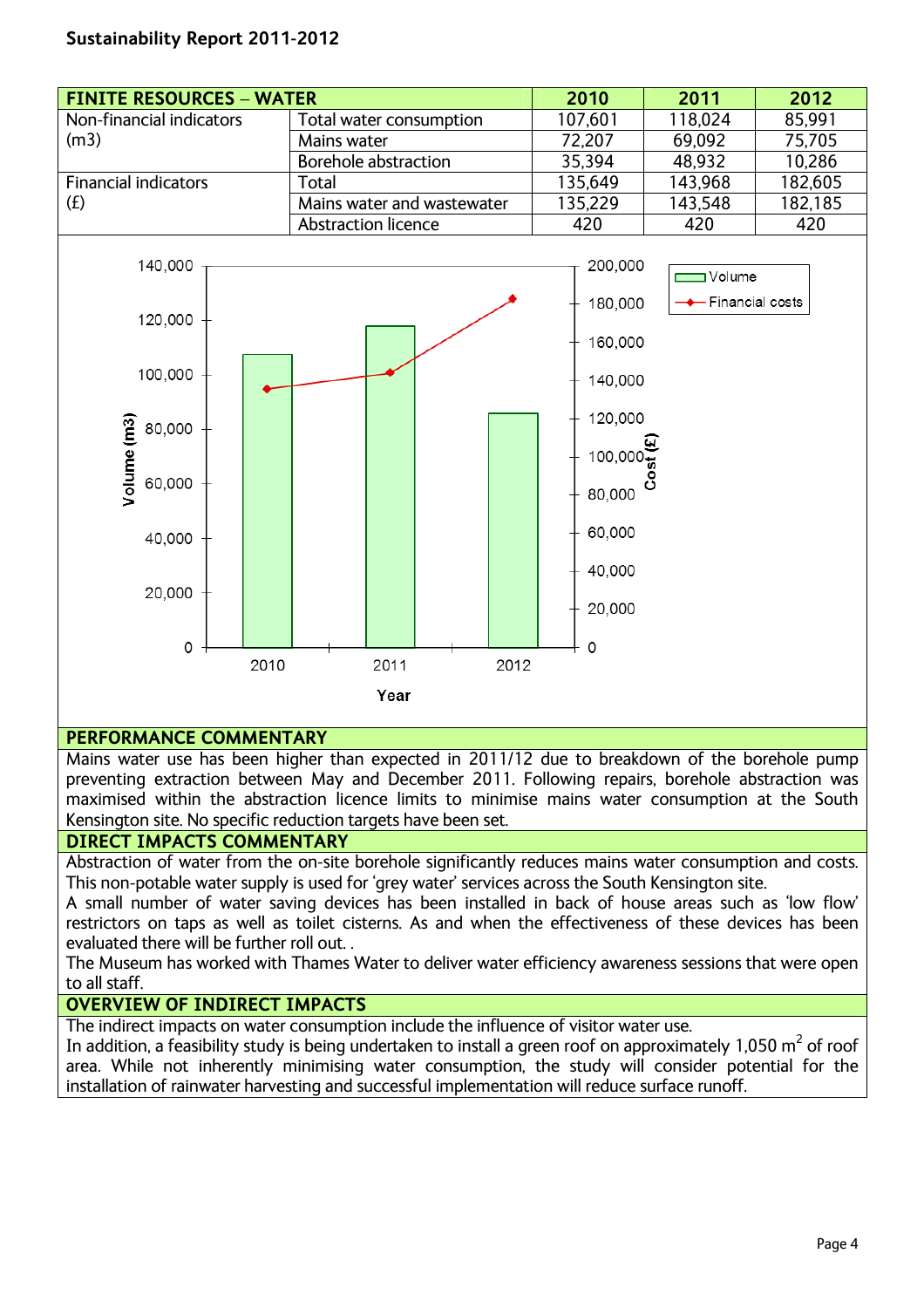**Sustainability Report 2011-2012**

| FINITE RESOURCES – WATER | | 2010 | 2011 | 2012 |
|---|---|---|---|---|
| Non-financial indicators (m3) | Total water consumption | 107,601 | 118,024 | 85,991 |
| | Mains water | 72,207 | 69,092 | 75,705 |
| | Borehole abstraction | 35,394 | 48,932 | 10,286 |
| Financial indicators (£) | Total | 135,649 | 143,968 | 182,605 |
| | Mains water and wastewater | 135,229 | 143,548 | 182,185 |
| | Abstraction licence | 420 | 420 | 420 |

## PERFORMANCE COMMENTARY

Mains water use has been higher than expected in 2011/12 due to breakdown of the borehole pump preventing extraction between May and December 2011. Following repairs, borehole abstraction was maximised within the abstraction licence limits to minimise mains water consumption at the South Kensington site. No specific reduction targets have been set.

## DIRECT IMPACTS COMMENTARY

Abstraction of water from the on-site borehole significantly reduces mains water consumption and costs. This non-potable water supply is used for 'grey water' services across the South Kensington site.

A small number of water saving devices has been installed in back of house areas such as 'low flow' restrictors on taps as well as toilet cisterns. As and when the effectiveness of these devices has been evaluated there will be further roll out. .

The Museum has worked with Thames Water to deliver water efficiency awareness sessions that were open to all staff.

## OVERVIEW OF INDIRECT IMPACTS

The indirect impacts on water consumption include the influence of visitor water use.

In addition, a feasibility study is being undertaken to install a green roof on approximately 1,050 $m^2$ of roof area. While not inherently minimising water consumption, the study will consider potential for the installation of rainwater harvesting and successful implementation will reduce surface runoff.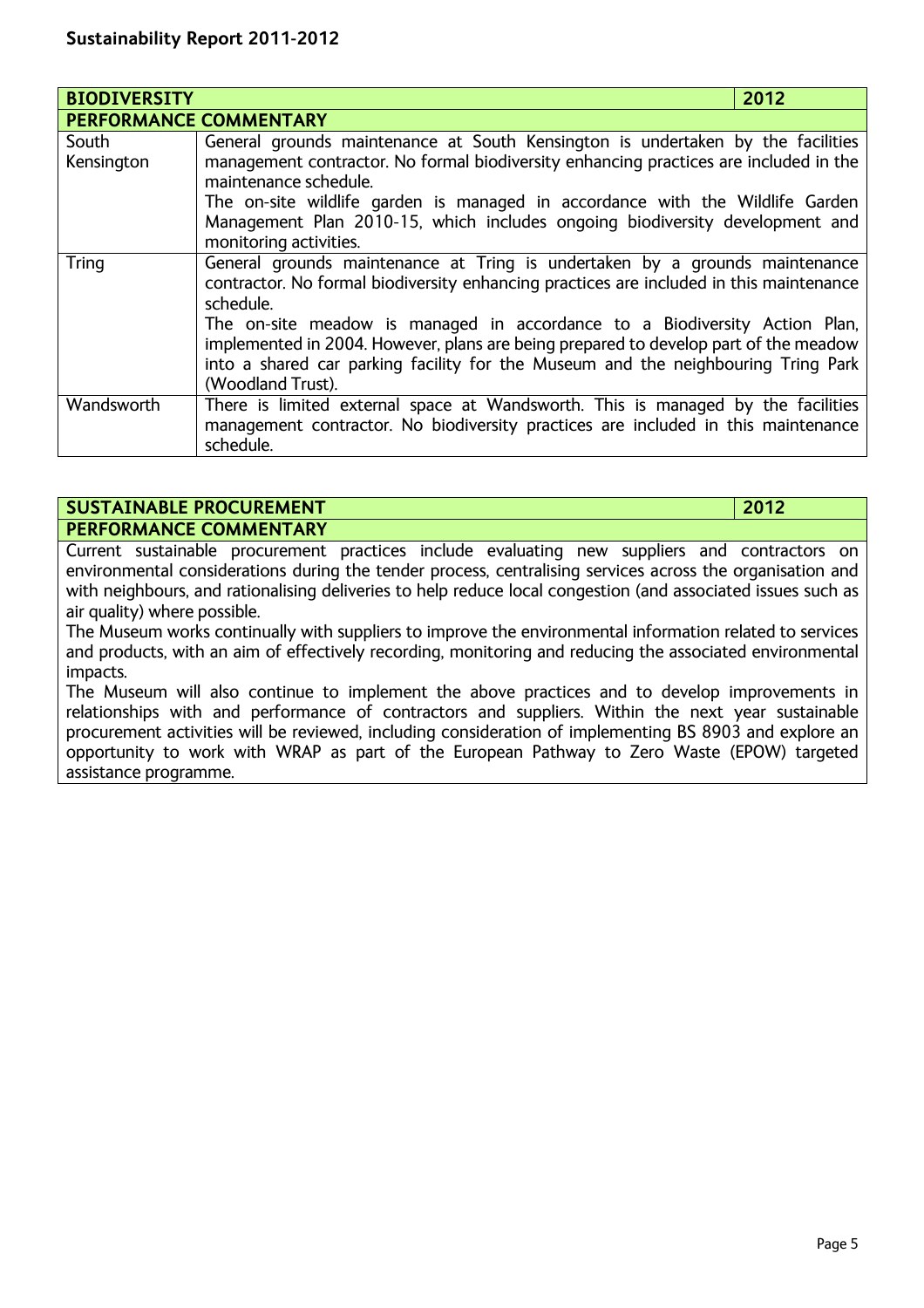| BIODIVERSITY | | 2012 |
|---|---|---|
| **PERFORMANCE COMMENTARY** | | |
| South Kensington | General grounds maintenance at South Kensington is undertaken by the facilities management contractor. No formal biodiversity enhancing practices are included in the maintenance schedule.<br>The on-site wildlife garden is managed in accordance with the Wildlife Garden Management Plan 2010-15, which includes ongoing biodiversity development and monitoring activities. | |
| Tring | General grounds maintenance at Tring is undertaken by a grounds maintenance contractor. No formal biodiversity enhancing practices are included in this maintenance schedule.<br>The on-site meadow is managed in accordance to a Biodiversity Action Plan, implemented in 2004. However, plans are being prepared to develop part of the meadow into a shared car parking facility for the Museum and the neighbouring Tring Park (Woodland Trust). | |
| Wandsworth | There is limited external space at Wandsworth. This is managed by the facilities management contractor. No biodiversity practices are included in this maintenance schedule. | |

| SUSTAINABLE PROCUREMENT | 2012 |
|---|---|
| **PERFORMANCE COMMENTARY** | |
| Current sustainable procurement practices include evaluating new suppliers and contractors on environmental considerations during the tender process, centralising services across the organisation and with neighbours, and rationalising deliveries to help reduce local congestion (and associated issues such as air quality) where possible.<br>The Museum works continually with suppliers to improve the environmental information related to services and products, with an aim of effectively recording, monitoring and reducing the associated environmental impacts.<br>The Museum will also continue to implement the above practices and to develop improvements in relationships with and performance of contractors and suppliers. Within the next year sustainable procurement activities will be reviewed, including consideration of implementing BS 8903 and explore an opportunity to work with WRAP as part of the European Pathway to Zero Waste (EPOW) targeted assistance programme. | |